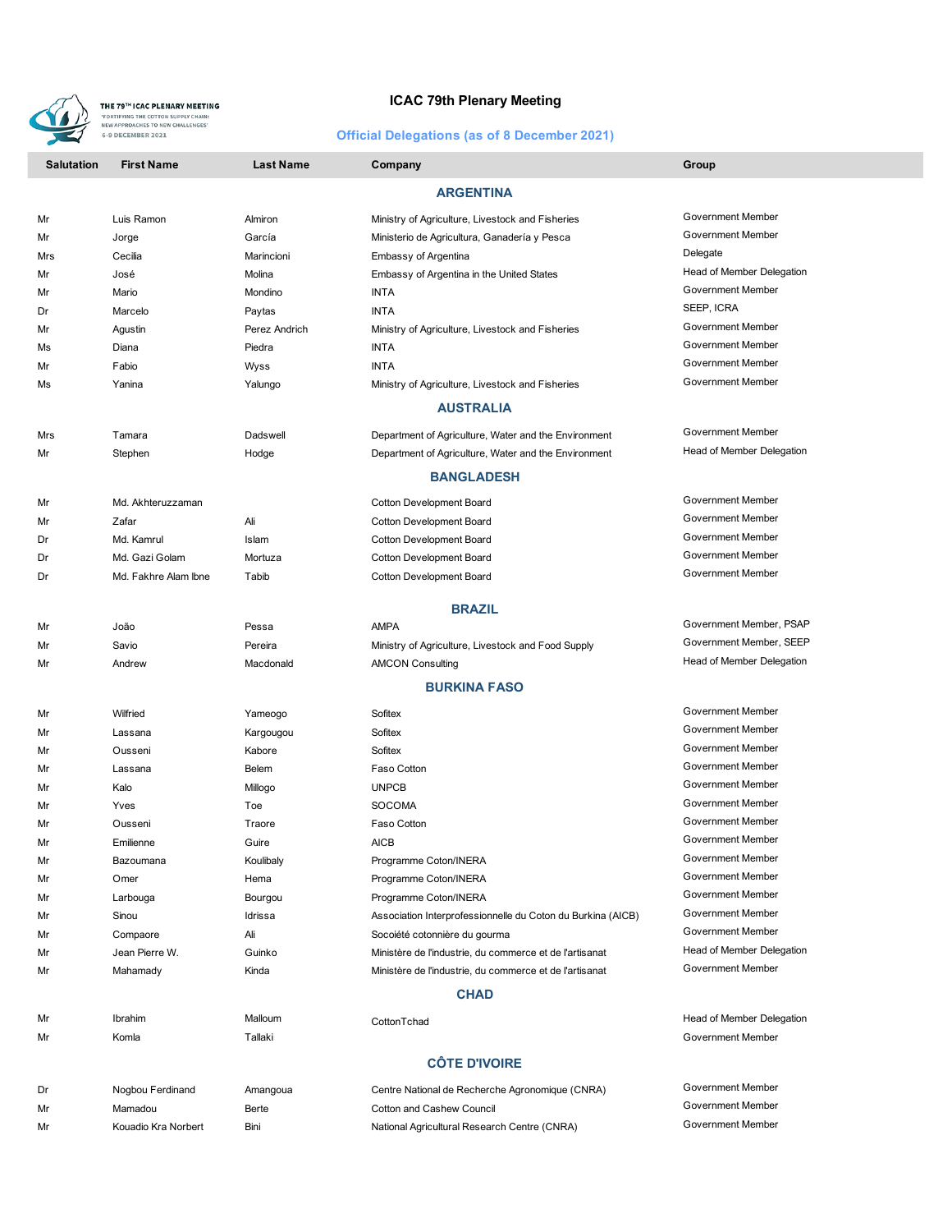THE 79TH ICAC PLENARY MEETING
'FORTIFYING THE COTTON SUPPLY CHAIN: NEW APPROACHES TO NEW CHALLENGES'
6-9 DECEMBER 2021

# ICAC 79th Plenary Meeting

## Official Delegations (as of 8 December 2021)

| Salutation | First Name | Last Name | Company | Group |
|---|---|---|---|---|
| | | **ARGENTINA** | | |
| Mr | Luis Ramon | Almiron | Ministry of Agriculture, Livestock and Fisheries | Government Member |
| Mr | Jorge | García | Ministerio de Agricultura, Ganadería y Pesca | Government Member |
| Mrs | Cecilia | Marincioni | Embassy of Argentina | Delegate |
| Mr | José | Molina | Embassy of Argentina in the United States | Head of Member Delegation |
| Mr | Mario | Mondino | INTA | Government Member |
| Dr | Marcelo | Paytas | INTA | SEEP, ICRA |
| Mr | Agustin | Perez Andrich | Ministry of Agriculture, Livestock and Fisheries | Government Member |
| Ms | Diana | Piedra | INTA | Government Member |
| Mr | Fabio | Wyss | INTA | Government Member |
| Ms | Yanina | Yalungo | Ministry of Agriculture, Livestock and Fisheries | Government Member |
| | | **AUSTRALIA** | | |
| Mrs | Tamara | Dadswell | Department of Agriculture, Water and the Environment | Government Member |
| Mr | Stephen | Hodge | Department of Agriculture, Water and the Environment | Head of Member Delegation |
| | | **BANGLADESH** | | |
| Mr | Md. Akhteruzzaman | | Cotton Development Board | Government Member |
| Mr | Zafar | Ali | Cotton Development Board | Government Member |
| Dr | Md. Kamrul | Islam | Cotton Development Board | Government Member |
| Dr | Md. Gazi Golam | Mortuza | Cotton Development Board | Government Member |
| Dr | Md. Fakhre Alam Ibne | Tabib | Cotton Development Board | Government Member |
| | | **BRAZIL** | | |
| Mr | João | Pessa | AMPA | Government Member, PSAP |
| Mr | Savio | Pereira | Ministry of Agriculture, Livestock and Food Supply | Government Member, SEEP |
| Mr | Andrew | Macdonald | AMCON Consulting | Head of Member Delegation |
| | | **BURKINA FASO** | | |
| Mr | Wilfried | Yameogo | Sofitex | Government Member |
| Mr | Lassana | Kargougou | Sofitex | Government Member |
| Mr | Ousseni | Kabore | Sofitex | Government Member |
| Mr | Lassana | Belem | Faso Cotton | Government Member |
| Mr | Kalo | Millogo | UNPCB | Government Member |
| Mr | Yves | Toe | SOCOMA | Government Member |
| Mr | Ousseni | Traore | Faso Cotton | Government Member |
| Mr | Emilienne | Guire | AICB | Government Member |
| Mr | Bazoumana | Koulibaly | Programme Coton/INERA | Government Member |
| Mr | Omer | Hema | Programme Coton/INERA | Government Member |
| Mr | Larbouga | Bourgou | Programme Coton/INERA | Government Member |
| Mr | Sinou | Idrissa | Association Interprofessionnelle du Coton du Burkina (AICB) | Government Member |
| Mr | Compaore | Ali | Socoiété cotonnière du gourma | Government Member |
| Mr | Jean Pierre W. | Guinko | Ministère de l'industrie, du commerce et de l'artisanat | Head of Member Delegation |
| Mr | Mahamady | Kinda | Ministère de l'industrie, du commerce et de l'artisanat | Government Member |
| | | **CHAD** | | |
| Mr | Ibrahim | Malloum | CottonTchad | Head of Member Delegation |
| Mr | Komla | Tallaki | | Government Member |
| | | **CÔTE D'IVOIRE** | | |
| Dr | Nogbou Ferdinand | Amangoua | Centre National de Recherche Agronomique (CNRA) | Government Member |
| Mr | Mamadou | Berte | Cotton and Cashew Council | Government Member |
| Mr | Kouadio Kra Norbert | Bini | National Agricultural Research Centre (CNRA) | Government Member |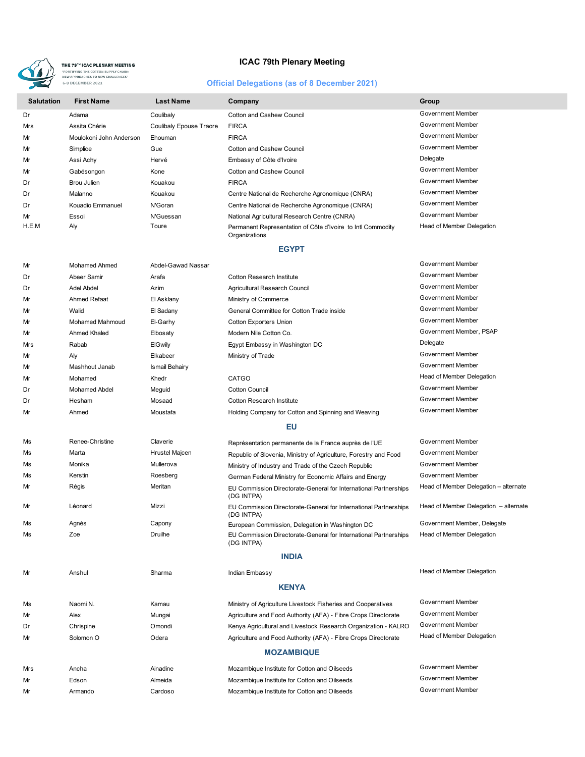# ICAC 79th Plenary Meeting

## Official Delegations (as of 8 December 2021)

| Salutation | First Name | Last Name | Company | Group |
|---|---|---|---|---|
| Dr | Adama | Coulibaly | Cotton and Cashew Council | Government Member |
| Mrs | Assita Chérie | Coulibaly Epouse Traore | FIRCA | Government Member |
| Mr | Moulokoni John Anderson | Ehouman | FIRCA | Government Member |
| Mr | Simplice | Gue | Cotton and Cashew Council | Government Member |
| Mr | Assi Achy | Hervé | Embassy of Côte d'Ivoire | Delegate |
| Mr | Gabésongon | Kone | Cotton and Cashew Council | Government Member |
| Dr | Brou Julien | Kouakou | FIRCA | Government Member |
| Dr | Malanno | Kouakou | Centre National de Recherche Agronomique (CNRA) | Government Member |
| Dr | Kouadio Emmanuel | N'Goran | Centre National de Recherche Agronomique (CNRA) | Government Member |
| Mr | Essoi | N'Guessan | National Agricultural Research Centre (CNRA) | Government Member |
| H.E.M | Aly | Toure | Permanent Representation of Côte d'Ivoire to Intl Commodity Organizations | Head of Member Delegation |
| | | **EGYPT** | | |
| Mr | Mohamed Ahmed | Abdel-Gawad Nassar | | Government Member |
| Dr | Abeer Samir | Arafa | Cotton Research Institute | Government Member |
| Dr | Adel Abdel | Azim | Agricultural Research Council | Government Member |
| Mr | Ahmed Refaat | El Asklany | Ministry of Commerce | Government Member |
| Mr | Walid | El Sadany | General Committee for Cotton Trade inside | Government Member |
| Mr | Mohamed Mahmoud | El-Garhy | Cotton Exporters Union | Government Member |
| Mr | Ahmed Khaled | Elbosaty | Modern Nile Cotton Co. | Government Member, PSAP |
| Mrs | Rabab | ElGwily | Egypt Embassy in Washington DC | Delegate |
| Mr | Aly | Elkabeer | Ministry of Trade | Government Member |
| Mr | Mashhout Janab | Ismail Behairy | | Government Member |
| Mr | Mohamed | Khedr | CATGO | Head of Member Delegation |
| Dr | Mohamed Abdel | Meguid | Cotton Council | Government Member |
| Dr | Hesham | Mosaad | Cotton Research Institute | Government Member |
| Mr | Ahmed | Moustafa | Holding Company for Cotton and Spinning and Weaving | Government Member |
| | | **EU** | | |
| Ms | Renee-Christine | Claverie | Représentation permanente de la France auprès de l'UE | Government Member |
| Ms | Marta | Hrustel Majcen | Republic of Slovenia, Ministry of Agriculture, Forestry and Food | Government Member |
| Ms | Monika | Mullerova | Ministry of Industry and Trade of the Czech Republic | Government Member |
| Ms | Kerstin | Roesberg | German Federal Ministry for Economic Affairs and Energy | Government Member |
| Mr | Régis | Meritan | EU Commission Directorate-General for International Partnerships (DG INTPA) | Head of Member Delegation – alternate |
| Mr | Léonard | Mizzi | EU Commission Directorate-General for International Partnerships (DG INTPA) | Head of Member Delegation – alternate |
| Ms | Agnès | Capony | European Commission, Delegation in Washington DC | Government Member, Delegate |
| Ms | Zoe | Druilhe | EU Commission Directorate-General for International Partnerships (DG INTPA) | Head of Member Delegation |
| | | **INDIA** | | |
| Mr | Anshul | Sharma | Indian Embassy | Head of Member Delegation |
| | | **KENYA** | | |
| Ms | Naomi N. | Kamau | Ministry of Agriculture Livestock Fisheries and Cooperatives | Government Member |
| Mr | Alex | Mungai | Agriculture and Food Authority (AFA) - Fibre Crops Directorate | Government Member |
| Dr | Chrispine | Omondi | Kenya Agricultural and Livestock Research Organization - KALRO | Government Member |
| Mr | Solomon O | Odera | Agriculture and Food Authority (AFA) - Fibre Crops Directorate | Head of Member Delegation |
| | | **MOZAMBIQUE** | | |
| Mrs | Ancha | Ainadine | Mozambique Institute for Cotton and Oilseeds | Government Member |
| Mr | Edson | Almeida | Mozambique Institute for Cotton and Oilseeds | Government Member |
| Mr | Armando | Cardoso | Mozambique Institute for Cotton and Oilseeds | Government Member |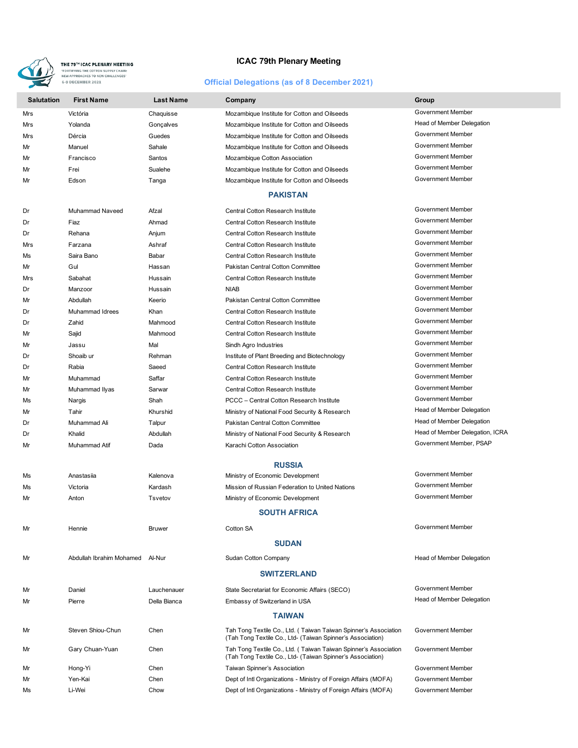# ICAC 79th Plenary Meeting

## Official Delegations (as of 8 December 2021)

| Salutation | First Name | Last Name | Company | Group |
|---|---|---|---|---|
| Mrs | Victória | Chaquisse | Mozambique Institute for Cotton and Oilseeds | Government Member |
| Mrs | Yolanda | Gonçalves | Mozambique Institute for Cotton and Oilseeds | Head of Member Delegation |
| Mrs | Dércia | Guedes | Mozambique Institute for Cotton and Oilseeds | Government Member |
| Mr | Manuel | Sahale | Mozambique Institute for Cotton and Oilseeds | Government Member |
| Mr | Francisco | Santos | Mozambique Cotton Association | Government Member |
| Mr | Frei | Sualehe | Mozambique Institute for Cotton and Oilseeds | Government Member |
| Mr | Edson | Tanga | Mozambique Institute for Cotton and Oilseeds | Government Member |
| | | **PAKISTAN** | | |
| Dr | Muhammad Naveed | Afzal | Central Cotton Research Institute | Government Member |
| Dr | Fiaz | Ahmad | Central Cotton Research Institute | Government Member |
| Dr | Rehana | Anjum | Central Cotton Research Institute | Government Member |
| Mrs | Farzana | Ashraf | Central Cotton Research Institute | Government Member |
| Ms | Saira Bano | Babar | Central Cotton Research Institute | Government Member |
| Mr | Gul | Hassan | Pakistan Central Cotton Committee | Government Member |
| Mrs | Sabahat | Hussain | Central Cotton Research Institute | Government Member |
| Dr | Manzoor | Hussain | NIAB | Government Member |
| Mr | Abdullah | Keerio | Pakistan Central Cotton Committee | Government Member |
| Dr | Muhammad Idrees | Khan | Central Cotton Research Institute | Government Member |
| Dr | Zahid | Mahmood | Central Cotton Research Institute | Government Member |
| Mr | Sajid | Mahmood | Central Cotton Research Institute | Government Member |
| Mr | Jassu | Mal | Sindh Agro Industries | Government Member |
| Dr | Shoaib ur | Rehman | Institute of Plant Breeding and Biotechnology | Government Member |
| Dr | Rabia | Saeed | Central Cotton Research Institute | Government Member |
| Mr | Muhammad | Saffar | Central Cotton Research Institute | Government Member |
| Mr | Muhammad Ilyas | Sarwar | Central Cotton Research Institute | Government Member |
| Ms | Nargis | Shah | PCCC – Central Cotton Research Institute | Government Member |
| Mr | Tahir | Khurshid | Ministry of National Food Security & Research | Head of Member Delegation |
| Dr | Muhammad Ali | Talpur | Pakistan Central Cotton Committee | Head of Member Delegation |
| Dr | Khalid | Abdullah | Ministry of National Food Security & Research | Head of Member Delegation, ICRA |
| Mr | Muhammad Atif | Dada | Karachi Cotton Association | Government Member, PSAP |
| | | **RUSSIA** | | |
| Ms | Anastasiia | Kalenova | Ministry of Economic Development | Government Member |
| Ms | Victoria | Kardash | Mission of Russian Federation to United Nations | Government Member |
| Mr | Anton | Tsvetov | Ministry of Economic Development | Government Member |
| | | **SOUTH AFRICA** | | |
| Mr | Hennie | Bruwer | Cotton SA | Government Member |
| | | **SUDAN** | | |
| Mr | Abdullah Ibrahim Mohamed | Al-Nur | Sudan Cotton Company | Head of Member Delegation |
| | | **SWITZERLAND** | | |
| Mr | Daniel | Lauchenauer | State Secretariat for Economic Affairs (SECO) | Government Member |
| Mr | Pierre | Della Bianca | Embassy of Switzerland in USA | Head of Member Delegation |
| | | **TAIWAN** | | |
| Mr | Steven Shiou-Chun | Chen | Tah Tong Textile Co., Ltd. ( Taiwan Taiwan Spinner's Association (Tah Tong Textile Co., Ltd- (Taiwan Spinner's Association) | Government Member |
| Mr | Gary Chuan-Yuan | Chen | Tah Tong Textile Co., Ltd. ( Taiwan Taiwan Spinner's Association (Tah Tong Textile Co., Ltd- (Taiwan Spinner's Association) | Government Member |
| Mr | Hong-Yi | Chen | Taiwan Spinner's Association | Government Member |
| Mr | Yen-Kai | Chen | Dept of Intl Organizations - Ministry of Foreign Affairs (MOFA) | Government Member |
| Ms | Li-Wei | Chow | Dept of Intl Organizations - Ministry of Foreign Affairs (MOFA) | Government Member |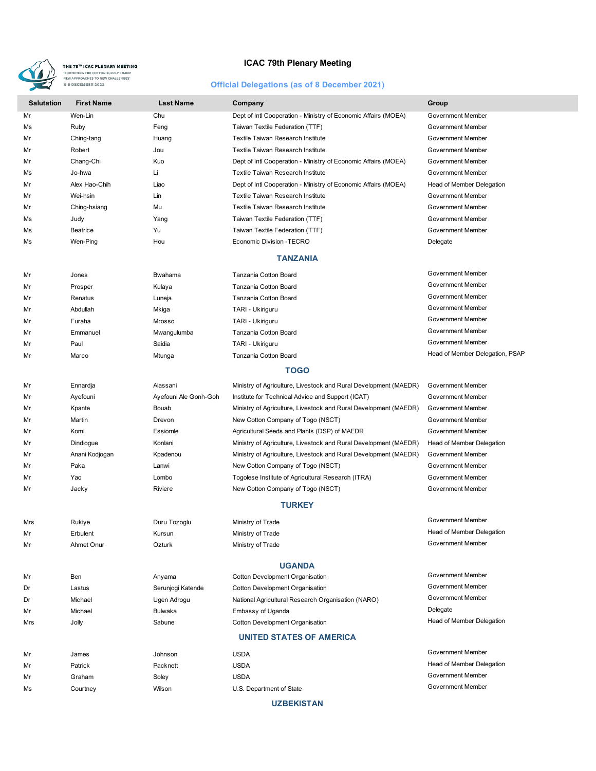# ICAC 79th Plenary Meeting

THE 79TH ICAC PLENARY MEETING
'FORTIFYING THE COTTON SUPPLY CHAIN: NEW APPROACHES TO NEW CHALLENGES'
6-9 DECEMBER 2021

## Official Delegations (as of 8 December 2021)

| Salutation | First Name | Last Name | Company | Group |
|---|---|---|---|---|
| Mr | Wen-Lin | Chu | Dept of Intl Cooperation - Ministry of Economic Affairs (MOEA) | Government Member |
| Ms | Ruby | Feng | Taiwan Textile Federation (TTF) | Government Member |
| Mr | Ching-tang | Huang | Textile Taiwan Research Institute | Government Member |
| Mr | Robert | Jou | Textile Taiwan Research Institute | Government Member |
| Mr | Chang-Chi | Kuo | Dept of Intl Cooperation - Ministry of Economic Affairs (MOEA) | Government Member |
| Ms | Jo-hwa | Li | Textile Taiwan Research Institute | Government Member |
| Mr | Alex Hao-Chih | Liao | Dept of Intl Cooperation - Ministry of Economic Affairs (MOEA) | Head of Member Delegation |
| Mr | Wei-hsin | Lin | Textile Taiwan Research Institute | Government Member |
| Mr | Ching-hsiang | Mu | Textile Taiwan Research Institute | Government Member |
| Ms | Judy | Yang | Taiwan Textile Federation (TTF) | Government Member |
| Ms | Beatrice | Yu | Taiwan Textile Federation (TTF) | Government Member |
| Ms | Wen-Ping | Hou | Economic Division -TECRO | Delegate |

### TANZANIA

| Salutation | First Name | Last Name | Company | Group |
|---|---|---|---|---|
| Mr | Jones | Bwahama | Tanzania Cotton Board | Government Member |
| Mr | Prosper | Kulaya | Tanzania Cotton Board | Government Member |
| Mr | Renatus | Luneja | Tanzania Cotton Board | Government Member |
| Mr | Abdullah | Mkiga | TARI - Ukiriguru | Government Member |
| Mr | Furaha | Mrosso | TARI - Ukiriguru | Government Member |
| Mr | Emmanuel | Mwangulumba | Tanzania Cotton Board | Government Member |
| Mr | Paul | Saidia | TARI - Ukiriguru | Government Member |
| Mr | Marco | Mtunga | Tanzania Cotton Board | Head of Member Delegation, PSAP |

### TOGO

| Salutation | First Name | Last Name | Company | Group |
|---|---|---|---|---|
| Mr | Ennardja | Alassani | Ministry of Agriculture, Livestock and Rural Development (MAEDR) | Government Member |
| Mr | Ayefouni | Ayefouni Ale Gonh-Goh | Institute for Technical Advice and Support (ICAT) | Government Member |
| Mr | Kpante | Bouab | Ministry of Agriculture, Livestock and Rural Development (MAEDR) | Government Member |
| Mr | Martin | Drevon | New Cotton Company of Togo (NSCT) | Government Member |
| Mr | Komi | Essiomle | Agricultural Seeds and Plants (DSP) of MAEDR | Government Member |
| Mr | Dindiogue | Konlani | Ministry of Agriculture, Livestock and Rural Development (MAEDR) | Head of Member Delegation |
| Mr | Anani Kodjogan | Kpadenou | Ministry of Agriculture, Livestock and Rural Development (MAEDR) | Government Member |
| Mr | Paka | Lanwi | New Cotton Company of Togo (NSCT) | Government Member |
| Mr | Yao | Lombo | Togolese Institute of Agricultural Research (ITRA) | Government Member |
| Mr | Jacky | Riviere | New Cotton Company of Togo (NSCT) | Government Member |

### TURKEY

| Salutation | First Name | Last Name | Company | Group |
|---|---|---|---|---|
| Mrs | Rukiye | Duru Tozoglu | Ministry of Trade | Government Member |
| Mr | Erbulent | Kursun | Ministry of Trade | Head of Member Delegation |
| Mr | Ahmet Onur | Ozturk | Ministry of Trade | Government Member |

### UGANDA

| Salutation | First Name | Last Name | Company | Group |
|---|---|---|---|---|
| Mr | Ben | Anyama | Cotton Development Organisation | Government Member |
| Dr | Lastus | Serunjogi Katende | Cotton Development Organisation | Government Member |
| Dr | Michael | Ugen Adrogu | National Agricultural Research Organisation (NARO) | Government Member |
| Mr | Michael | Bulwaka | Embassy of Uganda | Delegate |
| Mrs | Jolly | Sabune | Cotton Development Organisation | Head of Member Delegation |

### UNITED STATES OF AMERICA

| Salutation | First Name | Last Name | Company | Group |
|---|---|---|---|---|
| Mr | James | Johnson | USDA | Government Member |
| Mr | Patrick | Packnett | USDA | Head of Member Delegation |
| Mr | Graham | Soley | USDA | Government Member |
| Ms | Courtney | Wilson | U.S. Department of State | Government Member |

### UZBEKISTAN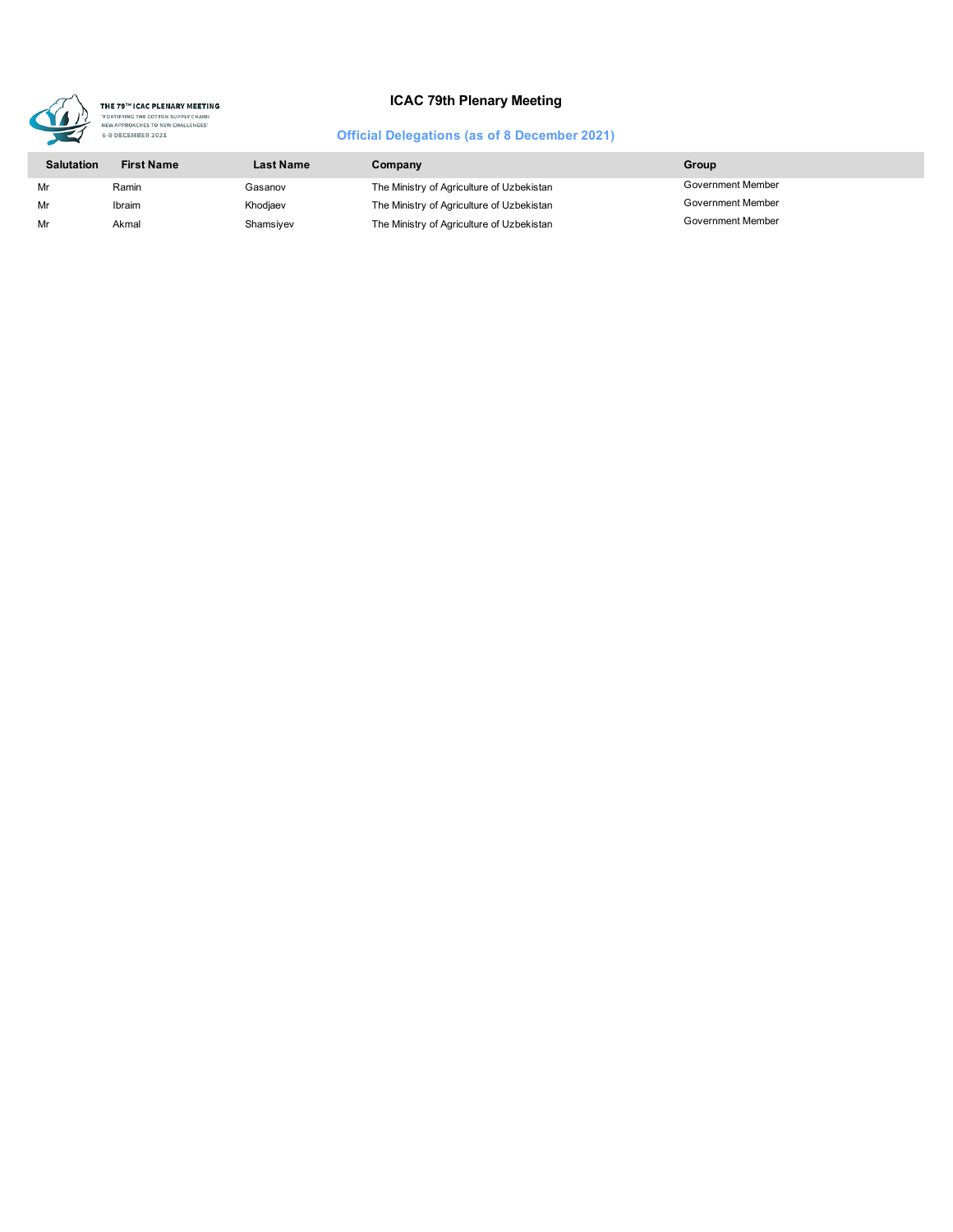# ICAC 79th Plenary Meeting

## Official Delegations (as of 8 December 2021)

| Salutation | First Name | Last Name | Company | Group |
|---|---|---|---|---|
| Mr | Ramin | Gasanov | The Ministry of Agriculture of Uzbekistan | Government Member |
| Mr | Ibraim | Khodjaev | The Ministry of Agriculture of Uzbekistan | Government Member |
| Mr | Akmal | Shamsiyev | The Ministry of Agriculture of Uzbekistan | Government Member |